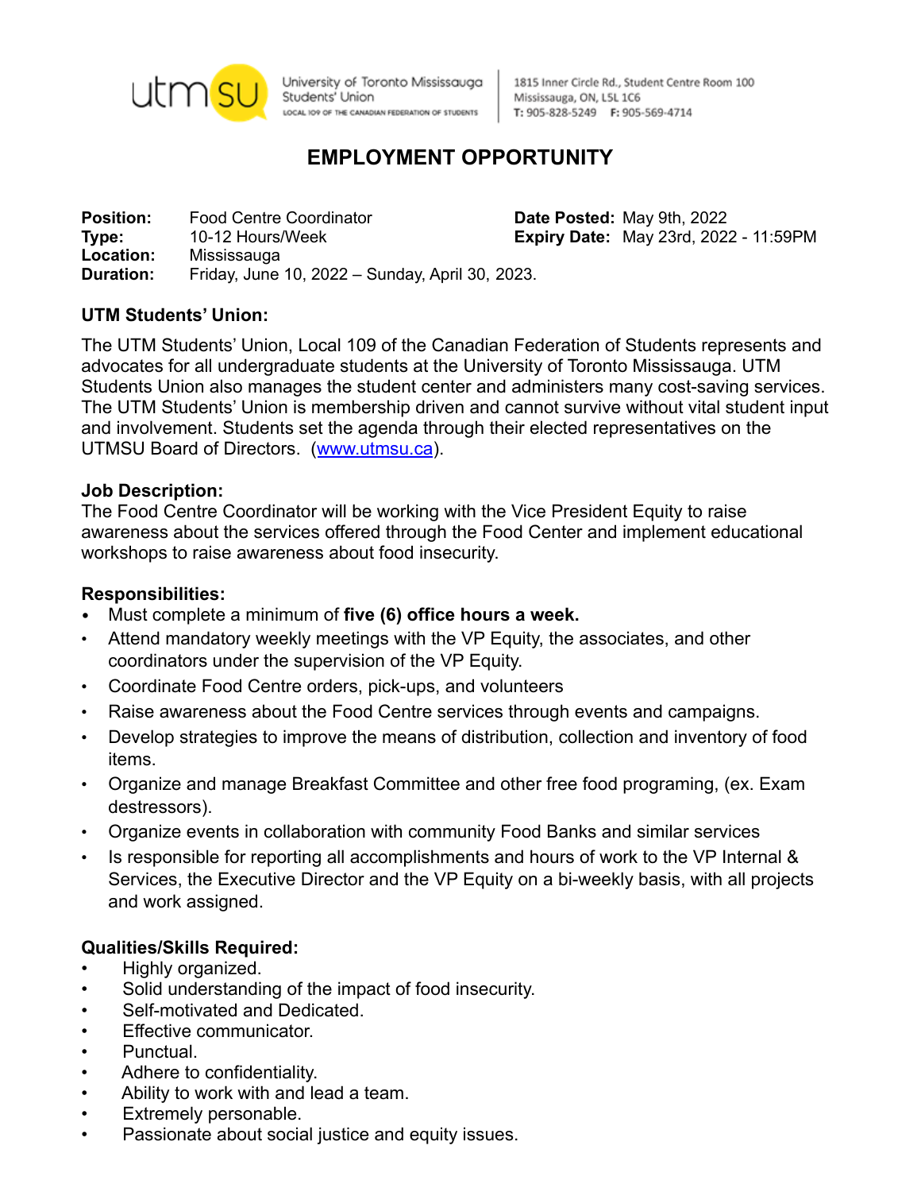utmsu University of Toronto Mississauga Students' Union
LOCAL 109 OF THE CANADIAN FEDERATION OF STUDENTS

1815 Inner Circle Rd., Student Centre Room 100
Mississauga, ON, L5L 1C6
T: 905-828-5249 F: 905-569-4714

# EMPLOYMENT OPPORTUNITY

| | | | |
|---|---|---|---|
| **Position:** | Food Centre Coordinator | **Date Posted:** | May 9th, 2022 |
| **Type:** | 10-12 Hours/Week | **Expiry Date:** | May 23rd, 2022 - 11:59PM |
| **Location:** | Mississauga | | |
| **Duration:** | Friday, June 10, 2022 – Sunday, April 30, 2023. | | |

## UTM Students' Union:

The UTM Students' Union, Local 109 of the Canadian Federation of Students represents and advocates for all undergraduate students at the University of Toronto Mississauga. UTM Students Union also manages the student center and administers many cost-saving services. The UTM Students' Union is membership driven and cannot survive without vital student input and involvement. Students set the agenda through their elected representatives on the UTMSU Board of Directors. (www.utmsu.ca).

## Job Description:

The Food Centre Coordinator will be working with the Vice President Equity to raise awareness about the services offered through the Food Center and implement educational workshops to raise awareness about food insecurity.

## Responsibilities:

- Must complete a minimum of **five (6) office hours a week.**
- Attend mandatory weekly meetings with the VP Equity, the associates, and other coordinators under the supervision of the VP Equity.
- Coordinate Food Centre orders, pick-ups, and volunteers
- Raise awareness about the Food Centre services through events and campaigns.
- Develop strategies to improve the means of distribution, collection and inventory of food items.
- Organize and manage Breakfast Committee and other free food programing, (ex. Exam destressors).
- Organize events in collaboration with community Food Banks and similar services
- Is responsible for reporting all accomplishments and hours of work to the VP Internal & Services, the Executive Director and the VP Equity on a bi-weekly basis, with all projects and work assigned.

## Qualities/Skills Required:

- Highly organized.
- Solid understanding of the impact of food insecurity.
- Self-motivated and Dedicated.
- Effective communicator.
- Punctual.
- Adhere to confidentiality.
- Ability to work with and lead a team.
- Extremely personable.
- Passionate about social justice and equity issues.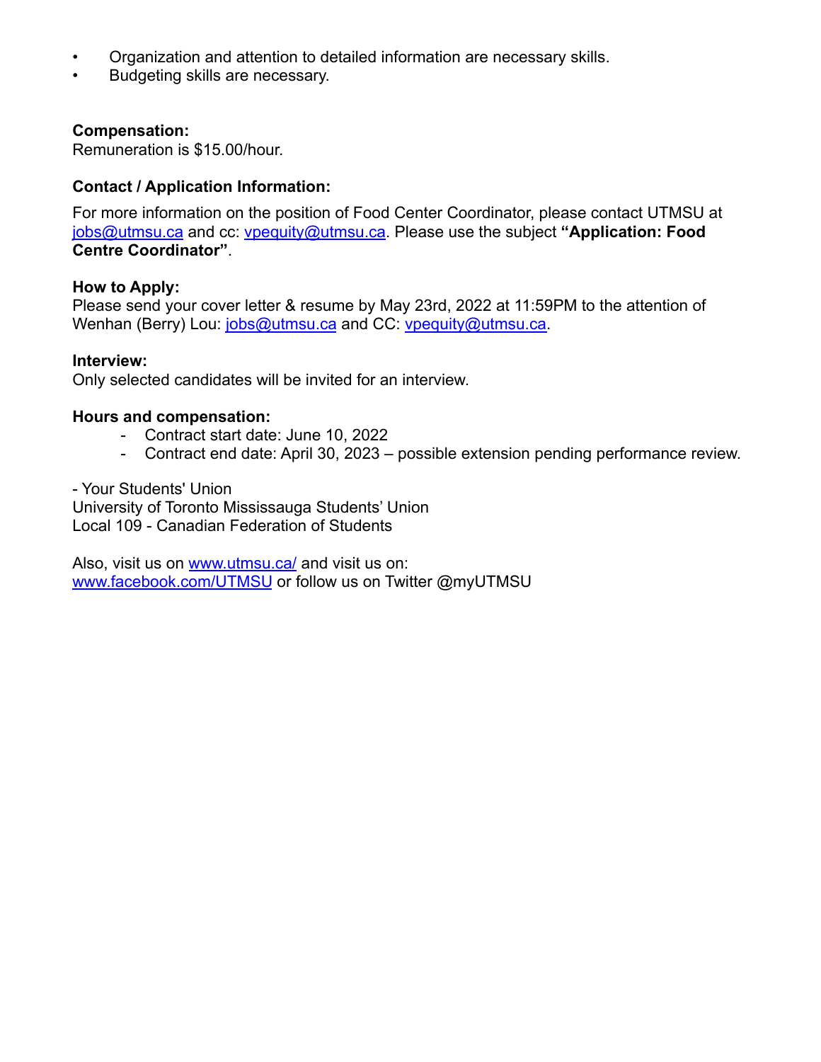- Organization and attention to detailed information are necessary skills.
- Budgeting skills are necessary.

**Compensation:**
Remuneration is $15.00/hour.

**Contact / Application Information:**

For more information on the position of Food Center Coordinator, please contact UTMSU at jobs@utmsu.ca and cc: vpequity@utmsu.ca. Please use the subject **"Application: Food Centre Coordinator"**.

**How to Apply:**
Please send your cover letter & resume by May 23rd, 2022 at 11:59PM to the attention of Wenhan (Berry) Lou: jobs@utmsu.ca and CC: vpequity@utmsu.ca.

**Interview:**
Only selected candidates will be invited for an interview.

**Hours and compensation:**

- Contract start date: June 10, 2022
- Contract end date: April 30, 2023 – possible extension pending performance review.

- Your Students' Union
University of Toronto Mississauga Students' Union
Local 109 - Canadian Federation of Students

Also, visit us on www.utmsu.ca/ and visit us on:
www.facebook.com/UTMSU or follow us on Twitter @myUTMSU